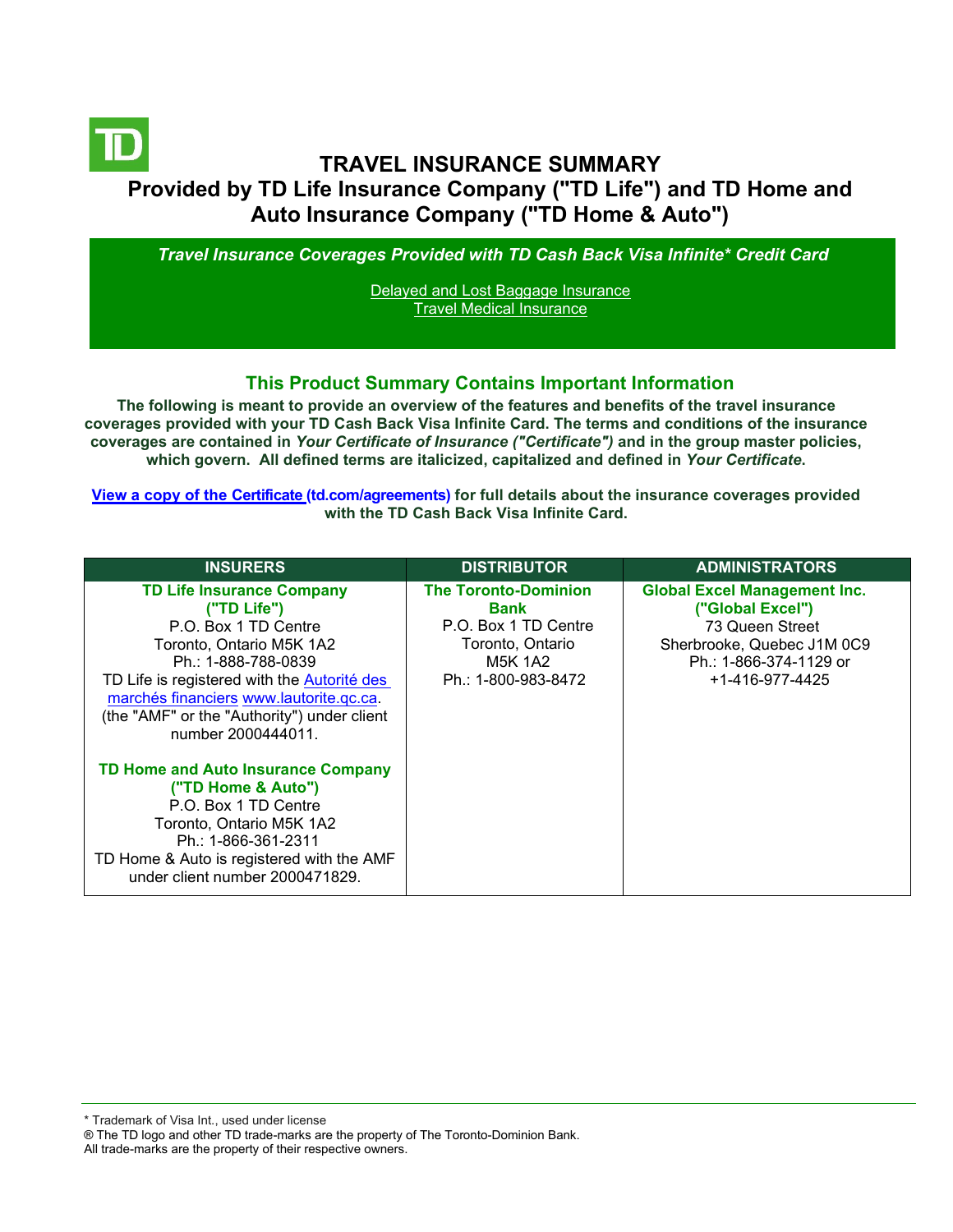# TRAVEL INSURANCE SUMMARY

## Provided by TD Life Insurance Company ("TD Life") and TD Home and Auto Insurance Company ("TD Home & Auto")

***Travel Insurance Coverages Provided with TD Cash Back Visa Infinite* Credit Card***

Delayed and Lost Baggage Insurance
Travel Medical Insurance

## This Product Summary Contains Important Information

**The following is meant to provide an overview of the features and benefits of the travel insurance coverages provided with your TD Cash Back Visa Infinite Card. The terms and conditions of the insurance coverages are contained in *Your Certificate of Insurance ("Certificate")* and in the group master policies, which govern. All defined terms are italicized, capitalized and defined in *Your Certificate.***

**View a copy of the Certificate (td.com/agreements) for full details about the insurance coverages provided with the TD Cash Back Visa Infinite Card.**

| INSURERS | DISTRIBUTOR | ADMINISTRATORS |
|---|---|---|
| **TD Life Insurance Company ("TD Life")**<br>P.O. Box 1 TD Centre<br>Toronto, Ontario M5K 1A2<br>Ph.: 1-888-788-0839<br>TD Life is registered with the Autorité des marchés financiers www.lautorite.qc.ca. (the "AMF" or the "Authority") under client number 2000444011.<br><br>**TD Home and Auto Insurance Company ("TD Home & Auto")**<br>P.O. Box 1 TD Centre<br>Toronto, Ontario M5K 1A2<br>Ph.: 1-866-361-2311<br>TD Home & Auto is registered with the AMF under client number 2000471829. | **The Toronto-Dominion Bank**<br>P.O. Box 1 TD Centre<br>Toronto, Ontario<br>M5K 1A2<br>Ph.: 1-800-983-8472 | **Global Excel Management Inc. ("Global Excel")**<br>73 Queen Street<br>Sherbrooke, Quebec J1M 0C9<br>Ph.: 1-866-374-1129 or +1-416-977-4425 |

\* Trademark of Visa Int., used under license
® The TD logo and other TD trade-marks are the property of The Toronto-Dominion Bank.
All trade-marks are the property of their respective owners.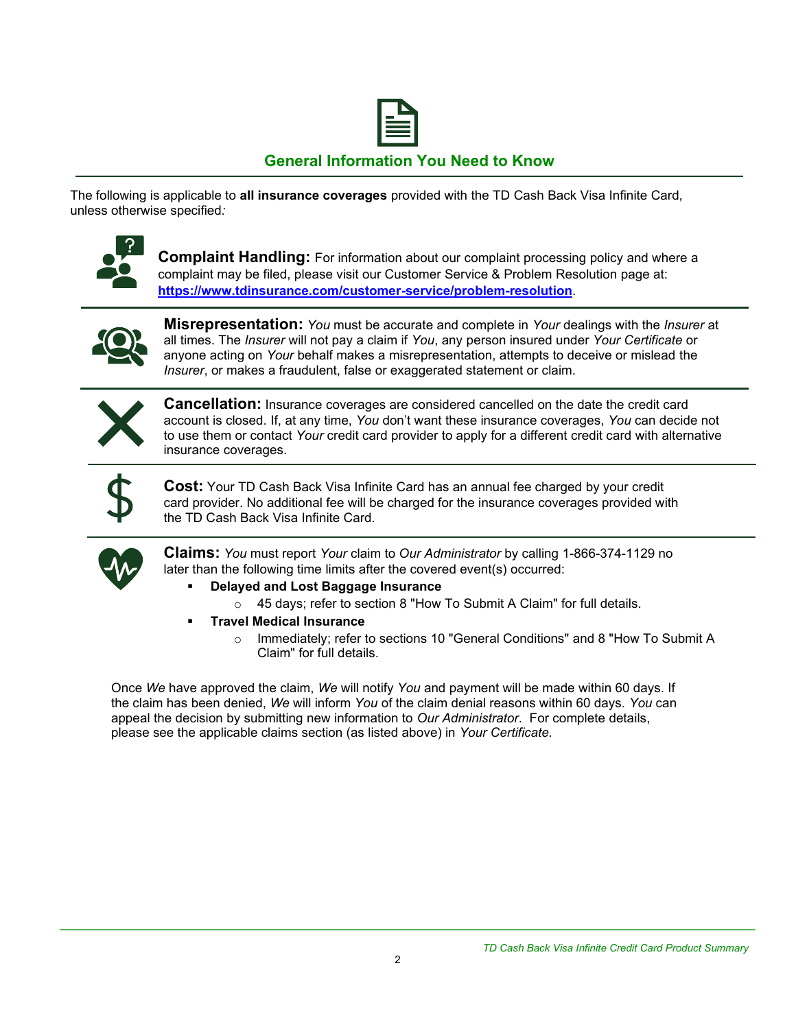## General Information You Need to Know

The following is applicable to **all insurance coverages** provided with the TD Cash Back Visa Infinite Card, unless otherwise specified*:*

**Complaint Handling:** For information about our complaint processing policy and where a complaint may be filed, please visit our Customer Service & Problem Resolution page at: **https://www.tdinsurance.com/customer-service/problem-resolution**.

**Misrepresentation:** *You* must be accurate and complete in *Your* dealings with the *Insurer* at all times. The *Insurer* will not pay a claim if *You*, any person insured under *Your Certificate* or anyone acting on *Your* behalf makes a misrepresentation, attempts to deceive or mislead the *Insurer*, or makes a fraudulent, false or exaggerated statement or claim.

**Cancellation:** Insurance coverages are considered cancelled on the date the credit card account is closed. If, at any time, *You* don't want these insurance coverages, *You* can decide not to use them or contact *Your* credit card provider to apply for a different credit card with alternative insurance coverages.

**Cost:** Your TD Cash Back Visa Infinite Card has an annual fee charged by your credit card provider. No additional fee will be charged for the insurance coverages provided with the TD Cash Back Visa Infinite Card.

**Claims:** *You* must report *Your* claim to *Our Administrator* by calling 1-866-374-1129 no later than the following time limits after the covered event(s) occurred:

- **Delayed and Lost Baggage Insurance**
  - 45 days; refer to section 8 "How To Submit A Claim" for full details.
- **Travel Medical Insurance**
  - Immediately; refer to sections 10 "General Conditions" and 8 "How To Submit A Claim" for full details.

Once *We* have approved the claim, *We* will notify *You* and payment will be made within 60 days. If the claim has been denied, *We* will inform *You* of the claim denial reasons within 60 days. *You* can appeal the decision by submitting new information to *Our Administrator*. For complete details, please see the applicable claims section (as listed above) in *Your Certificate.*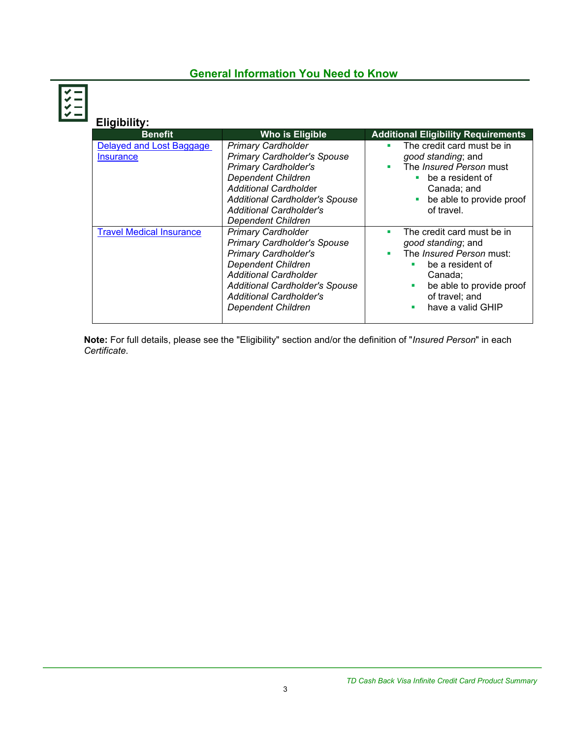## General Information You Need to Know

### Eligibility:

| Benefit | Who is Eligible | Additional Eligibility Requirements |
|---|---|---|
| [Delayed and Lost Baggage Insurance]() | *Primary Cardholder*<br>*Primary Cardholder's Spouse*<br>*Primary Cardholder's Dependent Children*<br>*Additional Cardholder*<br>*Additional Cardholder's Spouse*<br>*Additional Cardholder's Dependent Children* | ▪ The credit card must be in *good standing*; and<br>▪ The *Insured Person* must<br>&nbsp;&nbsp;▪ be a resident of Canada; and<br>&nbsp;&nbsp;▪ be able to provide proof of travel. |
| [Travel Medical Insurance]() | *Primary Cardholder*<br>*Primary Cardholder's Spouse*<br>*Primary Cardholder's Dependent Children*<br>*Additional Cardholder*<br>*Additional Cardholder's Spouse*<br>*Additional Cardholder's Dependent Children* | ▪ The credit card must be in *good standing*; and<br>▪ The *Insured Person* must:<br>&nbsp;&nbsp;▪ be a resident of Canada;<br>&nbsp;&nbsp;▪ be able to provide proof of travel; and<br>&nbsp;&nbsp;▪ have a valid GHIP |

**Note:** For full details, please see the "Eligibility" section and/or the definition of "*Insured Person*" in each *Certificate*.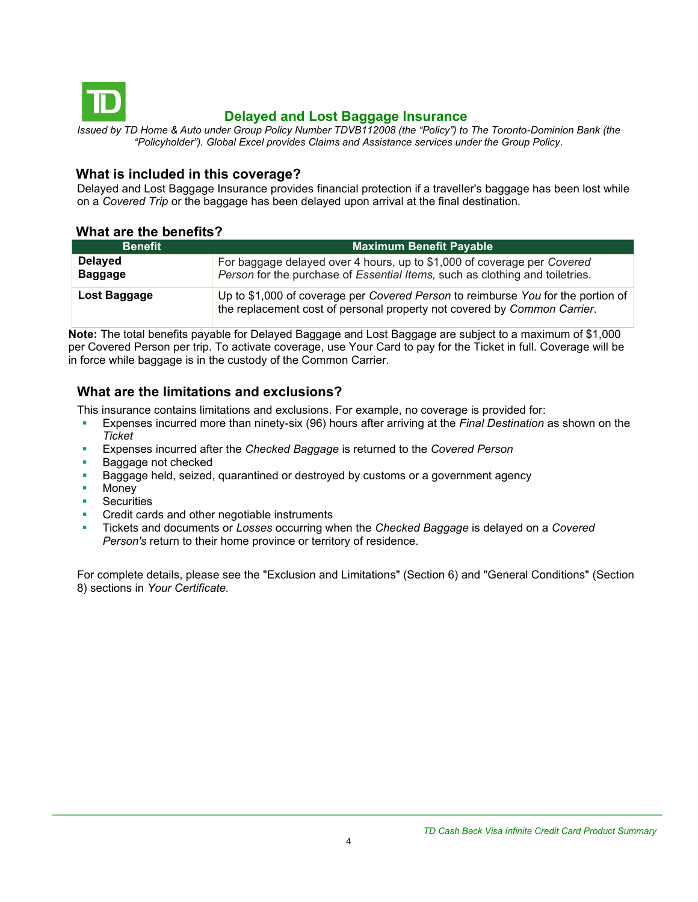# Delayed and Lost Baggage Insurance

*Issued by TD Home & Auto under Group Policy Number TDVB112008 (the "Policy") to The Toronto-Dominion Bank (the "Policyholder"). Global Excel provides Claims and Assistance services under the Group Policy.*

## What is included in this coverage?

Delayed and Lost Baggage Insurance provides financial protection if a traveller's baggage has been lost while on a *Covered Trip* or the baggage has been delayed upon arrival at the final destination.

## What are the benefits?

| Benefit | Maximum Benefit Payable |
|---|---|
| **Delayed Baggage** | For baggage delayed over 4 hours, up to $1,000 of coverage per *Covered Person* for the purchase of *Essential Items,* such as clothing and toiletries. |
| **Lost Baggage** | Up to $1,000 of coverage per *Covered Person* to reimburse *You* for the portion of the replacement cost of personal property not covered by *Common Carrier*. |

**Note:** The total benefits payable for Delayed Baggage and Lost Baggage are subject to a maximum of $1,000 per Covered Person per trip. To activate coverage, use Your Card to pay for the Ticket in full. Coverage will be in force while baggage is in the custody of the Common Carrier.

## What are the limitations and exclusions?

This insurance contains limitations and exclusions. For example, no coverage is provided for:

- Expenses incurred more than ninety-six (96) hours after arriving at the *Final Destination* as shown on the *Ticket*
- Expenses incurred after the *Checked Baggage* is returned to the *Covered Person*
- Baggage not checked
- Baggage held, seized, quarantined or destroyed by customs or a government agency
- Money
- Securities
- Credit cards and other negotiable instruments
- Tickets and documents or *Losses* occurring when the *Checked Baggage* is delayed on a *Covered Person's* return to their home province or territory of residence.

For complete details, please see the "Exclusion and Limitations" (Section 6) and "General Conditions" (Section 8) sections in *Your Certificate.*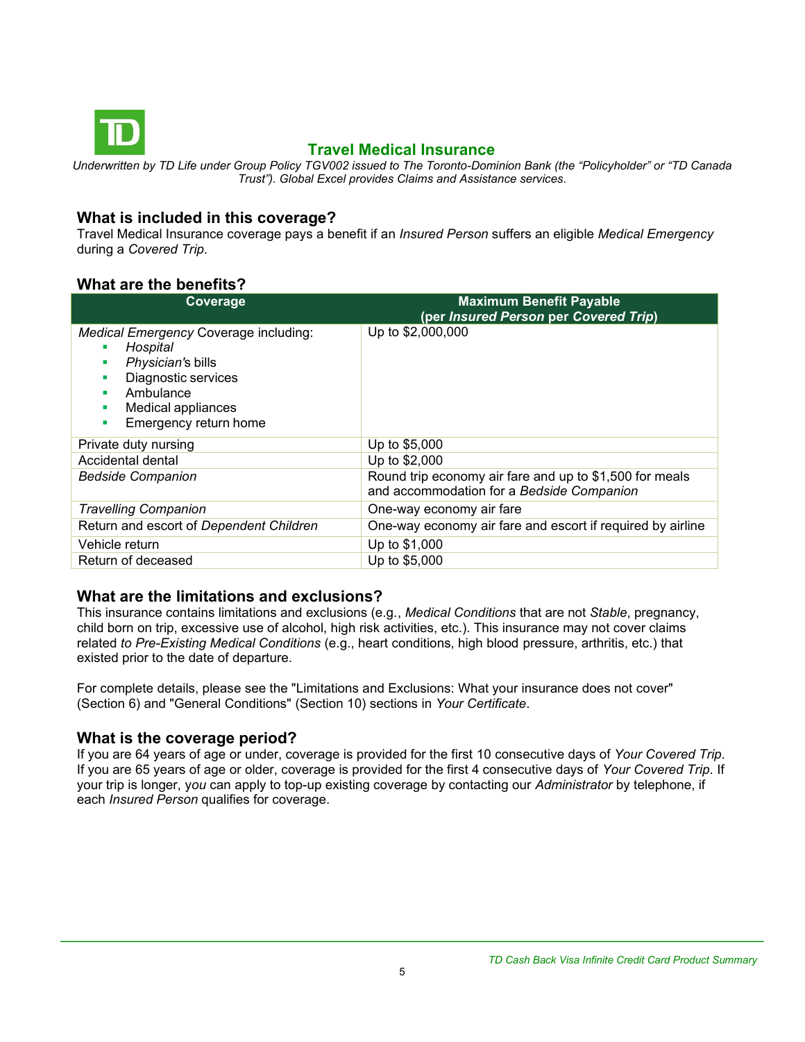## Travel Medical Insurance

*Underwritten by TD Life under Group Policy TGV002 issued to The Toronto-Dominion Bank (the "Policyholder" or "TD Canada Trust"). Global Excel provides Claims and Assistance services.*

### What is included in this coverage?

Travel Medical Insurance coverage pays a benefit if an *Insured Person* suffers an eligible *Medical Emergency* during a *Covered Trip*.

### What are the benefits?

| Coverage | Maximum Benefit Payable (per *Insured Person* per *Covered Trip*) |
| --- | --- |
| *Medical Emergency* Coverage including: <br>▪ *Hospital* <br>▪ *Physician's* bills <br>▪ Diagnostic services <br>▪ Ambulance <br>▪ Medical appliances <br>▪ Emergency return home | Up to $2,000,000 |
| Private duty nursing | Up to $5,000 |
| Accidental dental | Up to $2,000 |
| *Bedside Companion* | Round trip economy air fare and up to $1,500 for meals and accommodation for a *Bedside Companion* |
| *Travelling Companion* | One-way economy air fare |
| Return and escort of *Dependent Children* | One-way economy air fare and escort if required by airline |
| Vehicle return | Up to $1,000 |
| Return of deceased | Up to $5,000 |

### What are the limitations and exclusions?

This insurance contains limitations and exclusions (e.g., *Medical Conditions* that are not *Stable*, pregnancy, child born on trip, excessive use of alcohol, high risk activities, etc.). This insurance may not cover claims related *to Pre-Existing Medical Conditions* (e.g., heart conditions, high blood pressure, arthritis, etc.) that existed prior to the date of departure.

For complete details, please see the "Limitations and Exclusions: What your insurance does not cover" (Section 6) and "General Conditions" (Section 10) sections in *Your Certificate*.

### What is the coverage period?

If you are 64 years of age or under, coverage is provided for the first 10 consecutive days of *Your Covered Trip*. If you are 65 years of age or older, coverage is provided for the first 4 consecutive days of *Your Covered Trip*. If your trip is longer, y*ou* can apply to top-up existing coverage by contacting our *Administrator* by telephone, if each *Insured Person* qualifies for coverage.